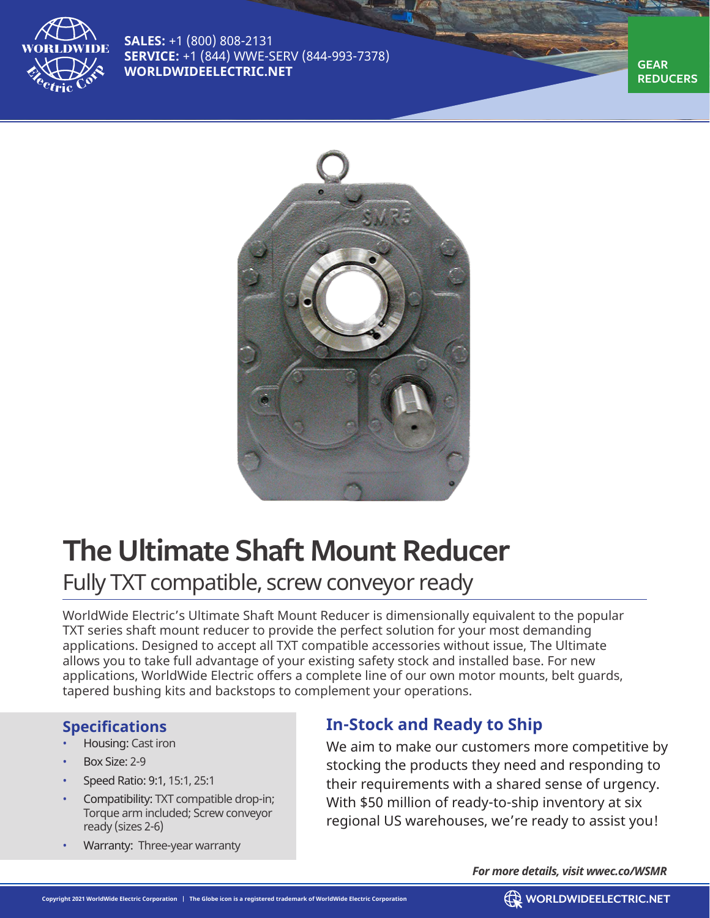**SALES:** +1 (800) 808-2131
**SERVICE:** +1 (844) WWE-SERV (844-993-7378)
**WORLDWIDEELECTRIC.NET**

GEAR REDUCERS

# The Ultimate Shaft Mount Reducer

## Fully TXT compatible, screw conveyor ready

WorldWide Electric's Ultimate Shaft Mount Reducer is dimensionally equivalent to the popular TXT series shaft mount reducer to provide the perfect solution for your most demanding applications. Designed to accept all TXT compatible accessories without issue, The Ultimate allows you to take full advantage of your existing safety stock and installed base. For new applications, WorldWide Electric offers a complete line of our own motor mounts, belt guards, tapered bushing kits and backstops to complement your operations.

### Specifications

- Housing: Cast iron
- Box Size: 2-9
- Speed Ratio: 9:1, 15:1, 25:1
- Compatibility: TXT compatible drop-in; Torque arm included; Screw conveyor ready (sizes 2-6)
- Warranty: Three-year warranty

### In-Stock and Ready to Ship

We aim to make our customers more competitive by stocking the products they need and responding to their requirements with a shared sense of urgency. With $50 million of ready-to-ship inventory at six regional US warehouses, we're ready to assist you!

***For more details, visit wwec.co/WSMR***

Copyright 2021 WorldWide Electric Corporation | The Globe icon is a registered trademark of WorldWide Electric Corporation

WORLDWIDEELECTRIC.NET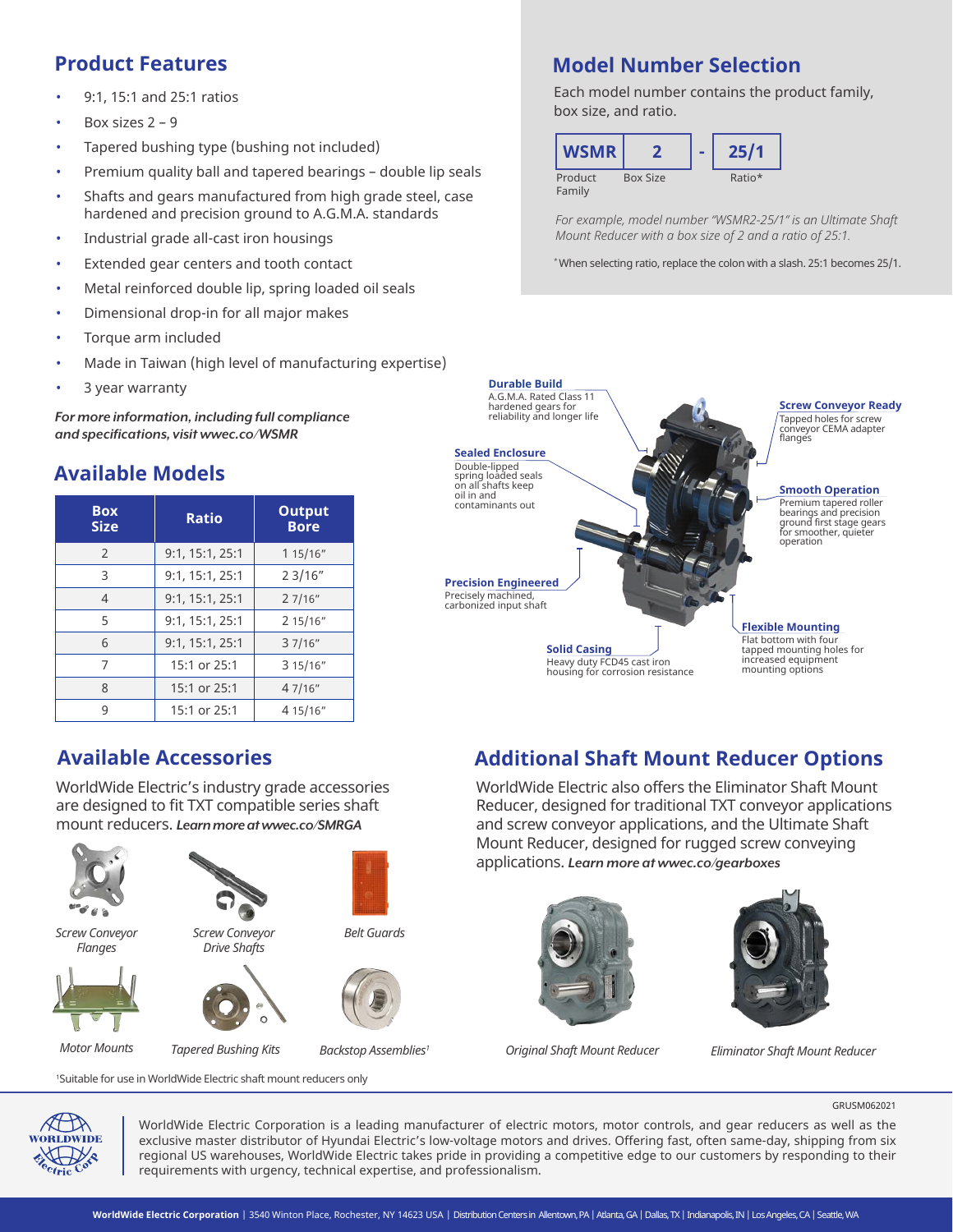## Product Features

- 9:1, 15:1 and 25:1 ratios
- Box sizes 2 – 9
- Tapered bushing type (bushing not included)
- Premium quality ball and tapered bearings – double lip seals
- Shafts and gears manufactured from high grade steel, case hardened and precision ground to A.G.M.A. standards
- Industrial grade all-cast iron housings
- Extended gear centers and tooth contact
- Metal reinforced double lip, spring loaded oil seals
- Dimensional drop-in for all major makes
- Torque arm included
- Made in Taiwan (high level of manufacturing expertise)
- 3 year warranty

***For more information, including full compliance and specifications, visit wwec.co/WSMR***

## Model Number Selection

Each model number contains the product family, box size, and ratio.

| WSMR | 2 | - | 25/1 |
|---|---|---|---|
| Product Family | Box Size | | Ratio* |

*For example, model number "WSMR2-25/1" is an Ultimate Shaft Mount Reducer with a box size of 2 and a ratio of 25:1.*

* When selecting ratio, replace the colon with a slash. 25:1 becomes 25/1.

**Durable Build**
A.G.M.A. Rated Class 11 hardened gears for reliability and longer life

**Screw Conveyor Ready**
Tapped holes for screw conveyor CEMA adapter flanges

**Sealed Enclosure**
Double-lipped spring loaded seals on all shafts keep oil in and contaminants out

**Smooth Operation**
Premium tapered roller bearings and precision ground first stage gears for smoother, quieter operation

**Precision Engineered**
Precisely machined, carbonized input shaft

**Flexible Mounting**
Flat bottom with four tapped mounting holes for increased equipment mounting options

**Solid Casing**
Heavy duty FCD45 cast iron housing for corrosion resistance

## Available Models

| Box Size | Ratio | Output Bore |
|---|---|---|
| 2 | 9:1, 15:1, 25:1 | 1 15/16" |
| 3 | 9:1, 15:1, 25:1 | 2 3/16" |
| 4 | 9:1, 15:1, 25:1 | 2 7/16" |
| 5 | 9:1, 15:1, 25:1 | 2 15/16" |
| 6 | 9:1, 15:1, 25:1 | 3 7/16" |
| 7 | 15:1 or 25:1 | 3 15/16" |
| 8 | 15:1 or 25:1 | 4 7/16" |
| 9 | 15:1 or 25:1 | 4 15/16" |

## Available Accessories

WorldWide Electric's industry grade accessories are designed to fit TXT compatible series shaft mount reducers. ***Learn more at wwec.co/SMRGA***

*Screw Conveyor Flanges*

*Screw Conveyor Drive Shafts*

*Belt Guards*

*Motor Mounts*

*Tapered Bushing Kits*

*Backstop Assemblies[1]*

[1]Suitable for use in WorldWide Electric shaft mount reducers only

## Additional Shaft Mount Reducer Options

WorldWide Electric also offers the Eliminator Shaft Mount Reducer, designed for traditional TXT conveyor applications and screw conveyor applications, and the Ultimate Shaft Mount Reducer, designed for rugged screw conveying applications. ***Learn more at wwec.co/gearboxes***

*Original Shaft Mount Reducer*

*Eliminator Shaft Mount Reducer*

GRUSM062021

WorldWide Electric Corporation is a leading manufacturer of electric motors, motor controls, and gear reducers as well as the exclusive master distributor of Hyundai Electric's low-voltage motors and drives. Offering fast, often same-day, shipping from six regional US warehouses, WorldWide Electric takes pride in providing a competitive edge to our customers by responding to their requirements with urgency, technical expertise, and professionalism.

**WorldWide Electric Corporation** | 3540 Winton Place, Rochester, NY 14623 USA | Distribution Centers in Allentown, PA | Atlanta, GA | Dallas, TX | Indianapolis, IN | Los Angeles, CA | Seattle, WA